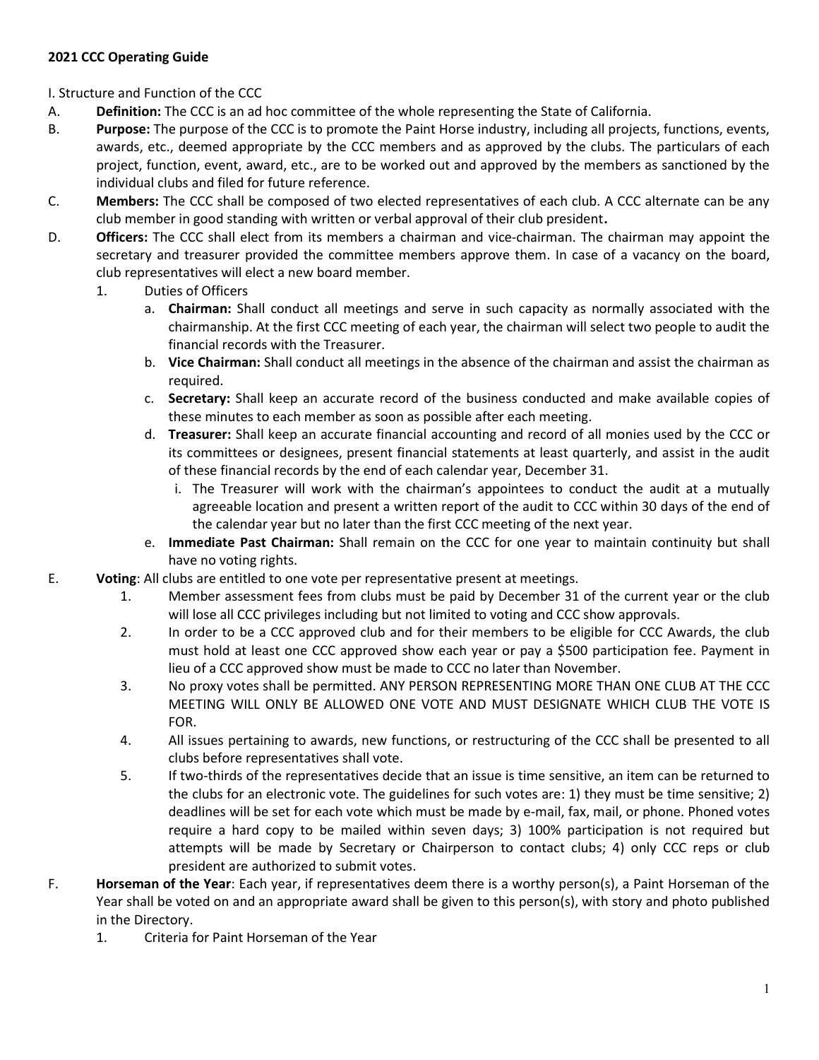**2021 CCC Operating Guide**

I. Structure and Function of the CCC

A. **Definition:** The CCC is an ad hoc committee of the whole representing the State of California.

B. **Purpose:** The purpose of the CCC is to promote the Paint Horse industry, including all projects, functions, events, awards, etc., deemed appropriate by the CCC members and as approved by the clubs. The particulars of each project, function, event, award, etc., are to be worked out and approved by the members as sanctioned by the individual clubs and filed for future reference.

C. **Members:** The CCC shall be composed of two elected representatives of each club. A CCC alternate can be any club member in good standing with written or verbal approval of their club president**.**

D. **Officers:** The CCC shall elect from its members a chairman and vice-chairman. The chairman may appoint the secretary and treasurer provided the committee members approve them. In case of a vacancy on the board, club representatives will elect a new board member.

1. Duties of Officers
   a. **Chairman:** Shall conduct all meetings and serve in such capacity as normally associated with the chairmanship. At the first CCC meeting of each year, the chairman will select two people to audit the financial records with the Treasurer.
   b. **Vice Chairman:** Shall conduct all meetings in the absence of the chairman and assist the chairman as required.
   c. **Secretary:** Shall keep an accurate record of the business conducted and make available copies of these minutes to each member as soon as possible after each meeting.
   d. **Treasurer:** Shall keep an accurate financial accounting and record of all monies used by the CCC or its committees or designees, present financial statements at least quarterly, and assist in the audit of these financial records by the end of each calendar year, December 31.
      i. The Treasurer will work with the chairman's appointees to conduct the audit at a mutually agreeable location and present a written report of the audit to CCC within 30 days of the end of the calendar year but no later than the first CCC meeting of the next year.
   e. **Immediate Past Chairman:** Shall remain on the CCC for one year to maintain continuity but shall have no voting rights.

E. **Voting**: All clubs are entitled to one vote per representative present at meetings.

1. Member assessment fees from clubs must be paid by December 31 of the current year or the club will lose all CCC privileges including but not limited to voting and CCC show approvals.
2. In order to be a CCC approved club and for their members to be eligible for CCC Awards, the club must hold at least one CCC approved show each year or pay a $500 participation fee. Payment in lieu of a CCC approved show must be made to CCC no later than November.
3. No proxy votes shall be permitted. ANY PERSON REPRESENTING MORE THAN ONE CLUB AT THE CCC MEETING WILL ONLY BE ALLOWED ONE VOTE AND MUST DESIGNATE WHICH CLUB THE VOTE IS FOR.
4. All issues pertaining to awards, new functions, or restructuring of the CCC shall be presented to all clubs before representatives shall vote.
5. If two-thirds of the representatives decide that an issue is time sensitive, an item can be returned to the clubs for an electronic vote. The guidelines for such votes are: 1) they must be time sensitive; 2) deadlines will be set for each vote which must be made by e-mail, fax, mail, or phone. Phoned votes require a hard copy to be mailed within seven days; 3) 100% participation is not required but attempts will be made by Secretary or Chairperson to contact clubs; 4) only CCC reps or club president are authorized to submit votes.

F. **Horseman of the Year**: Each year, if representatives deem there is a worthy person(s), a Paint Horseman of the Year shall be voted on and an appropriate award shall be given to this person(s), with story and photo published in the Directory.

1. Criteria for Paint Horseman of the Year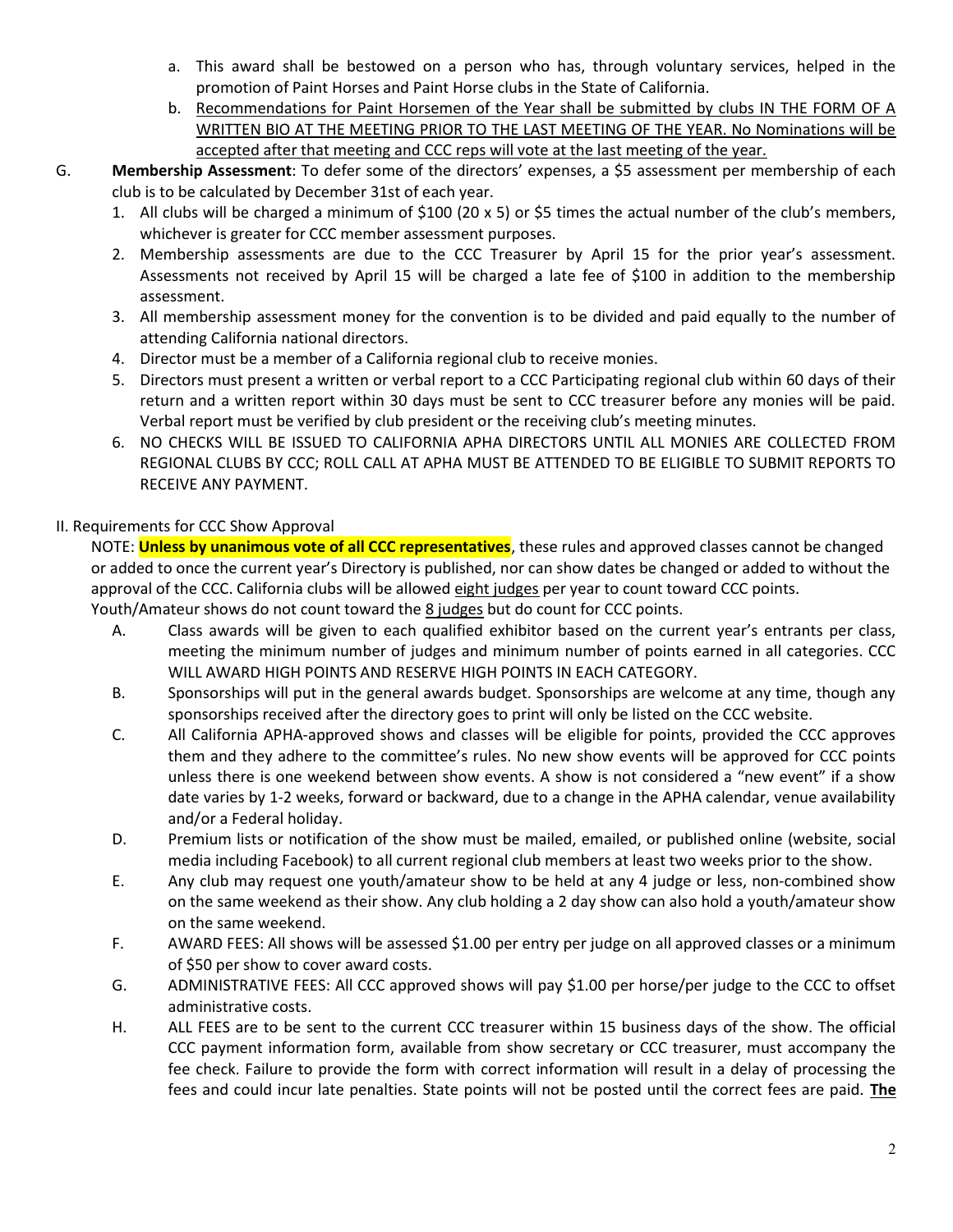a. This award shall be bestowed on a person who has, through voluntary services, helped in the promotion of Paint Horses and Paint Horse clubs in the State of California.

b. <u>Recommendations for Paint Horsemen of the Year shall be submitted by clubs IN THE FORM OF A WRITTEN BIO AT THE MEETING PRIOR TO THE LAST MEETING OF THE YEAR. No Nominations will be accepted after that meeting and CCC reps will vote at the last meeting of the year.</u>

G. **Membership Assessment**: To defer some of the directors' expenses, a $5 assessment per membership of each club is to be calculated by December 31st of each year.

1. All clubs will be charged a minimum of $100 (20 x 5) or $5 times the actual number of the club's members, whichever is greater for CCC member assessment purposes.
2. Membership assessments are due to the CCC Treasurer by April 15 for the prior year's assessment. Assessments not received by April 15 will be charged a late fee of $100 in addition to the membership assessment.
3. All membership assessment money for the convention is to be divided and paid equally to the number of attending California national directors.
4. Director must be a member of a California regional club to receive monies.
5. Directors must present a written or verbal report to a CCC Participating regional club within 60 days of their return and a written report within 30 days must be sent to CCC treasurer before any monies will be paid. Verbal report must be verified by club president or the receiving club's meeting minutes.
6. NO CHECKS WILL BE ISSUED TO CALIFORNIA APHA DIRECTORS UNTIL ALL MONIES ARE COLLECTED FROM REGIONAL CLUBS BY CCC; ROLL CALL AT APHA MUST BE ATTENDED TO BE ELIGIBLE TO SUBMIT REPORTS TO RECEIVE ANY PAYMENT.

II. Requirements for CCC Show Approval

NOTE: **Unless by unanimous vote of all CCC representatives**, these rules and approved classes cannot be changed or added to once the current year's Directory is published, nor can show dates be changed or added to without the approval of the CCC. California clubs will be allowed <u>eight judges</u> per year to count toward CCC points. Youth/Amateur shows do not count toward the <u>8 judges</u> but do count for CCC points.

A. Class awards will be given to each qualified exhibitor based on the current year's entrants per class, meeting the minimum number of judges and minimum number of points earned in all categories. CCC WILL AWARD HIGH POINTS AND RESERVE HIGH POINTS IN EACH CATEGORY.

B. Sponsorships will put in the general awards budget. Sponsorships are welcome at any time, though any sponsorships received after the directory goes to print will only be listed on the CCC website.

C. All California APHA-approved shows and classes will be eligible for points, provided the CCC approves them and they adhere to the committee's rules. No new show events will be approved for CCC points unless there is one weekend between show events. A show is not considered a "new event" if a show date varies by 1-2 weeks, forward or backward, due to a change in the APHA calendar, venue availability and/or a Federal holiday.

D. Premium lists or notification of the show must be mailed, emailed, or published online (website, social media including Facebook) to all current regional club members at least two weeks prior to the show.

E. Any club may request one youth/amateur show to be held at any 4 judge or less, non-combined show on the same weekend as their show. Any club holding a 2 day show can also hold a youth/amateur show on the same weekend.

F. AWARD FEES: All shows will be assessed $1.00 per entry per judge on all approved classes or a minimum of $50 per show to cover award costs.

G. ADMINISTRATIVE FEES: All CCC approved shows will pay $1.00 per horse/per judge to the CCC to offset administrative costs.

H. ALL FEES are to be sent to the current CCC treasurer within 15 business days of the show. The official CCC payment information form, available from show secretary or CCC treasurer, must accompany the fee check. Failure to provide the form with correct information will result in a delay of processing the fees and could incur late penalties. State points will not be posted until the correct fees are paid. **<u>The</u>**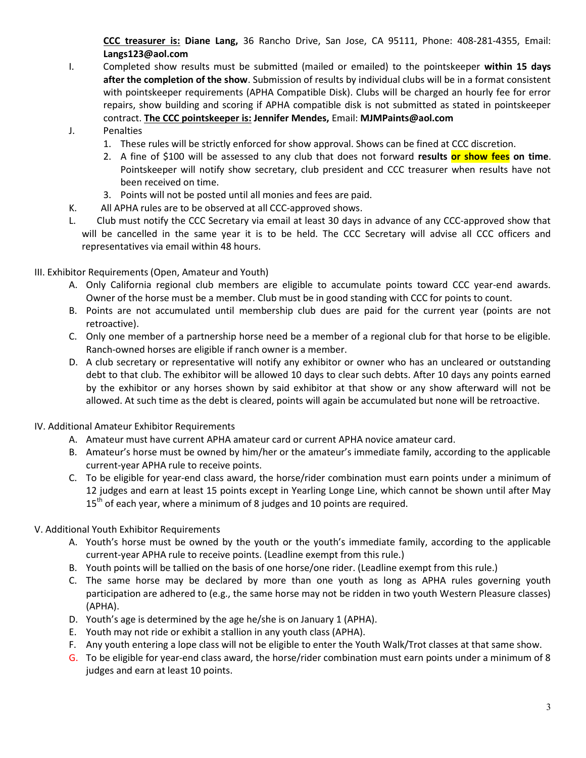**CCC treasurer is: Diane Lang,** 36 Rancho Drive, San Jose, CA 95111, Phone: 408-281-4355, Email: **Langs123@aol.com**

I. Completed show results must be submitted (mailed or emailed) to the pointskeeper **within 15 days after the completion of the show**. Submission of results by individual clubs will be in a format consistent with pointskeeper requirements (APHA Compatible Disk). Clubs will be charged an hourly fee for error repairs, show building and scoring if APHA compatible disk is not submitted as stated in pointskeeper contract. **The CCC pointskeeper is: Jennifer Mendes,** Email: **MJMPaints@aol.com**

J. Penalties
1. These rules will be strictly enforced for show approval. Shows can be fined at CCC discretion.
2. A fine of $100 will be assessed to any club that does not forward **results or show fees on time**. Pointskeeper will notify show secretary, club president and CCC treasurer when results have not been received on time.
3. Points will not be posted until all monies and fees are paid.

K. All APHA rules are to be observed at all CCC-approved shows.

L. Club must notify the CCC Secretary via email at least 30 days in advance of any CCC-approved show that will be cancelled in the same year it is to be held. The CCC Secretary will advise all CCC officers and representatives via email within 48 hours.

III. Exhibitor Requirements (Open, Amateur and Youth)

A. Only California regional club members are eligible to accumulate points toward CCC year-end awards. Owner of the horse must be a member. Club must be in good standing with CCC for points to count.
B. Points are not accumulated until membership club dues are paid for the current year (points are not retroactive).
C. Only one member of a partnership horse need be a member of a regional club for that horse to be eligible. Ranch-owned horses are eligible if ranch owner is a member.
D. A club secretary or representative will notify any exhibitor or owner who has an uncleared or outstanding debt to that club. The exhibitor will be allowed 10 days to clear such debts. After 10 days any points earned by the exhibitor or any horses shown by said exhibitor at that show or any show afterward will not be allowed. At such time as the debt is cleared, points will again be accumulated but none will be retroactive.

IV. Additional Amateur Exhibitor Requirements

A. Amateur must have current APHA amateur card or current APHA novice amateur card.
B. Amateur's horse must be owned by him/her or the amateur's immediate family, according to the applicable current-year APHA rule to receive points.
C. To be eligible for year-end class award, the horse/rider combination must earn points under a minimum of 12 judges and earn at least 15 points except in Yearling Longe Line, which cannot be shown until after May 15th of each year, where a minimum of 8 judges and 10 points are required.

V. Additional Youth Exhibitor Requirements

A. Youth's horse must be owned by the youth or the youth's immediate family, according to the applicable current-year APHA rule to receive points. (Leadline exempt from this rule.)
B. Youth points will be tallied on the basis of one horse/one rider. (Leadline exempt from this rule.)
C. The same horse may be declared by more than one youth as long as APHA rules governing youth participation are adhered to (e.g., the same horse may not be ridden in two youth Western Pleasure classes) (APHA).
D. Youth's age is determined by the age he/she is on January 1 (APHA).
E. Youth may not ride or exhibit a stallion in any youth class (APHA).
F. Any youth entering a lope class will not be eligible to enter the Youth Walk/Trot classes at that same show.
G. To be eligible for year-end class award, the horse/rider combination must earn points under a minimum of 8 judges and earn at least 10 points.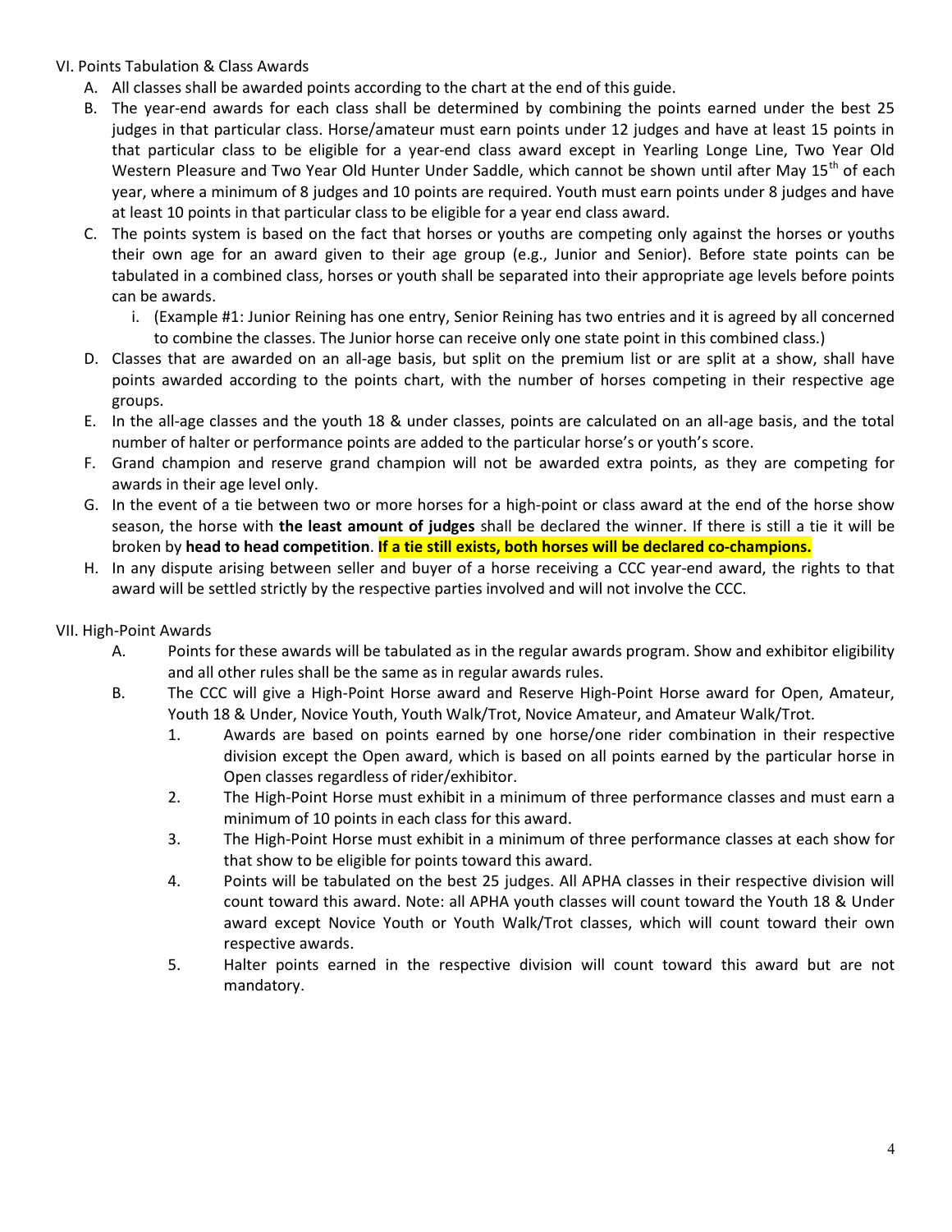## VI. Points Tabulation & Class Awards

A. All classes shall be awarded points according to the chart at the end of this guide.

B. The year-end awards for each class shall be determined by combining the points earned under the best 25 judges in that particular class. Horse/amateur must earn points under 12 judges and have at least 15 points in that particular class to be eligible for a year-end class award except in Yearling Longe Line, Two Year Old Western Pleasure and Two Year Old Hunter Under Saddle, which cannot be shown until after May 15th of each year, where a minimum of 8 judges and 10 points are required. Youth must earn points under 8 judges and have at least 10 points in that particular class to be eligible for a year end class award.

C. The points system is based on the fact that horses or youths are competing only against the horses or youths their own age for an award given to their age group (e.g., Junior and Senior). Before state points can be tabulated in a combined class, horses or youth shall be separated into their appropriate age levels before points can be awards.

   i. (Example #1: Junior Reining has one entry, Senior Reining has two entries and it is agreed by all concerned to combine the classes. The Junior horse can receive only one state point in this combined class.)

D. Classes that are awarded on an all-age basis, but split on the premium list or are split at a show, shall have points awarded according to the points chart, with the number of horses competing in their respective age groups.

E. In the all-age classes and the youth 18 & under classes, points are calculated on an all-age basis, and the total number of halter or performance points are added to the particular horse's or youth's score.

F. Grand champion and reserve grand champion will not be awarded extra points, as they are competing for awards in their age level only.

G. In the event of a tie between two or more horses for a high-point or class award at the end of the horse show season, the horse with **the least amount of judges** shall be declared the winner. If there is still a tie it will be broken by **head to head competition**. **If a tie still exists, both horses will be declared co-champions.**

H. In any dispute arising between seller and buyer of a horse receiving a CCC year-end award, the rights to that award will be settled strictly by the respective parties involved and will not involve the CCC.

## VII. High-Point Awards

A. Points for these awards will be tabulated as in the regular awards program. Show and exhibitor eligibility and all other rules shall be the same as in regular awards rules.

B. The CCC will give a High-Point Horse award and Reserve High-Point Horse award for Open, Amateur, Youth 18 & Under, Novice Youth, Youth Walk/Trot, Novice Amateur, and Amateur Walk/Trot.

   1. Awards are based on points earned by one horse/one rider combination in their respective division except the Open award, which is based on all points earned by the particular horse in Open classes regardless of rider/exhibitor.
   2. The High-Point Horse must exhibit in a minimum of three performance classes and must earn a minimum of 10 points in each class for this award.
   3. The High-Point Horse must exhibit in a minimum of three performance classes at each show for that show to be eligible for points toward this award.
   4. Points will be tabulated on the best 25 judges. All APHA classes in their respective division will count toward this award. Note: all APHA youth classes will count toward the Youth 18 & Under award except Novice Youth or Youth Walk/Trot classes, which will count toward their own respective awards.
   5. Halter points earned in the respective division will count toward this award but are not mandatory.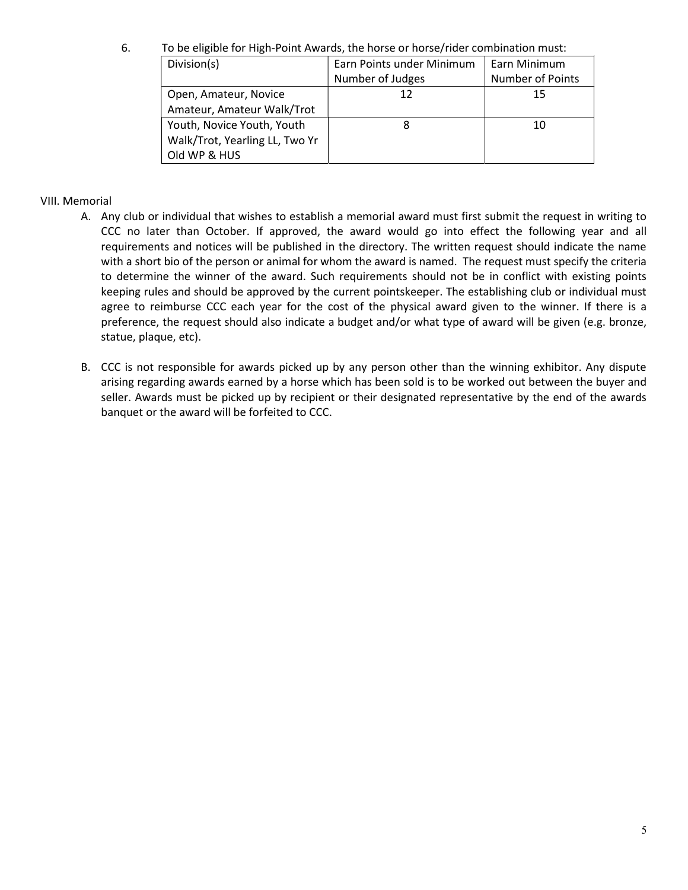6. To be eligible for High-Point Awards, the horse or horse/rider combination must:

| Division(s) | Earn Points under Minimum Number of Judges | Earn Minimum Number of Points |
|---|---|---|
| Open, Amateur, Novice Amateur, Amateur Walk/Trot | 12 | 15 |
| Youth, Novice Youth, Youth Walk/Trot, Yearling LL, Two Yr Old WP & HUS | 8 | 10 |

## VIII. Memorial

A. Any club or individual that wishes to establish a memorial award must first submit the request in writing to CCC no later than October. If approved, the award would go into effect the following year and all requirements and notices will be published in the directory. The written request should indicate the name with a short bio of the person or animal for whom the award is named. The request must specify the criteria to determine the winner of the award. Such requirements should not be in conflict with existing points keeping rules and should be approved by the current pointskeeper. The establishing club or individual must agree to reimburse CCC each year for the cost of the physical award given to the winner. If there is a preference, the request should also indicate a budget and/or what type of award will be given (e.g. bronze, statue, plaque, etc).

B. CCC is not responsible for awards picked up by any person other than the winning exhibitor. Any dispute arising regarding awards earned by a horse which has been sold is to be worked out between the buyer and seller. Awards must be picked up by recipient or their designated representative by the end of the awards banquet or the award will be forfeited to CCC.